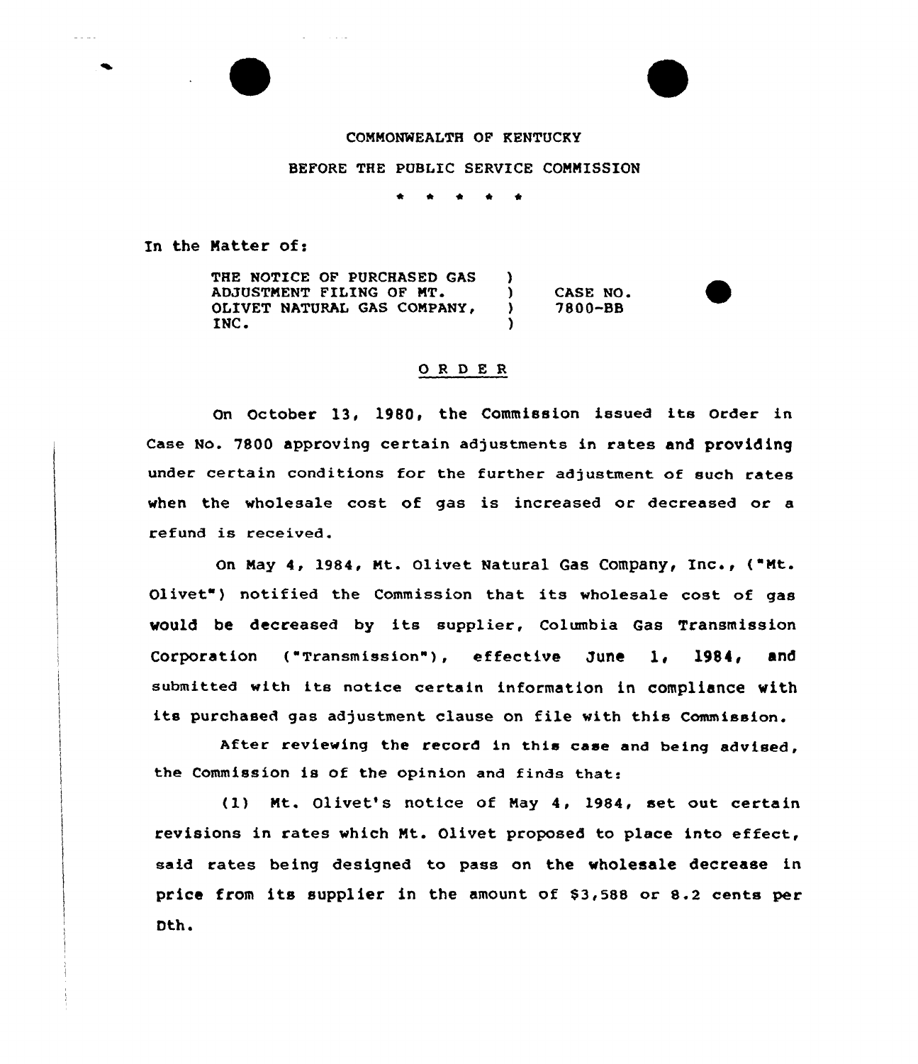COMMONWEALTH OF KENTUCKY

BEFORE THE PUBLIC SERVICE COMMISSION

\* \* \* \* \*

In the Matter of:

THE NOTICE OF PURCHASED GAS ADJUSTMENT FILING OF MT. OLIVET NATURAL GAS COMPANY, INC. ) CASE NO. 7800-BB

## O R D E R

On October 13, 1980, the Commission issued its Order in Case No. 7800 approving certain adjustments in rates and providing under certain conditions for the further adjustment of such rates when the wholesale cost of gas is increased or decreased or a refund is received.

On May 4, 1984, Mt. Olivet Natural Gas Company, Inc., ("Mt. Olivet") notified the Commission that its wholesale cost of gas would be decreased by its supplier, Columbia Gas Transmission Corporation ("Transmission"), effective June 1, 1984, and submitted with its notice certain information in compliance with its purchased gas adjustment clause on file with this Commission.

After reviewing the record in this case and being advised, the Commission is of the opinion and finds that:

(1) Mt. Olivet's notice of May 4, 1984, set out certain revisions in rates which Mt. Olivet proposed to place into effect, said rates being designed to pass on the wholesale decrease in price from its supplier in the amount of $3,588 or 8.2 cents per Dth.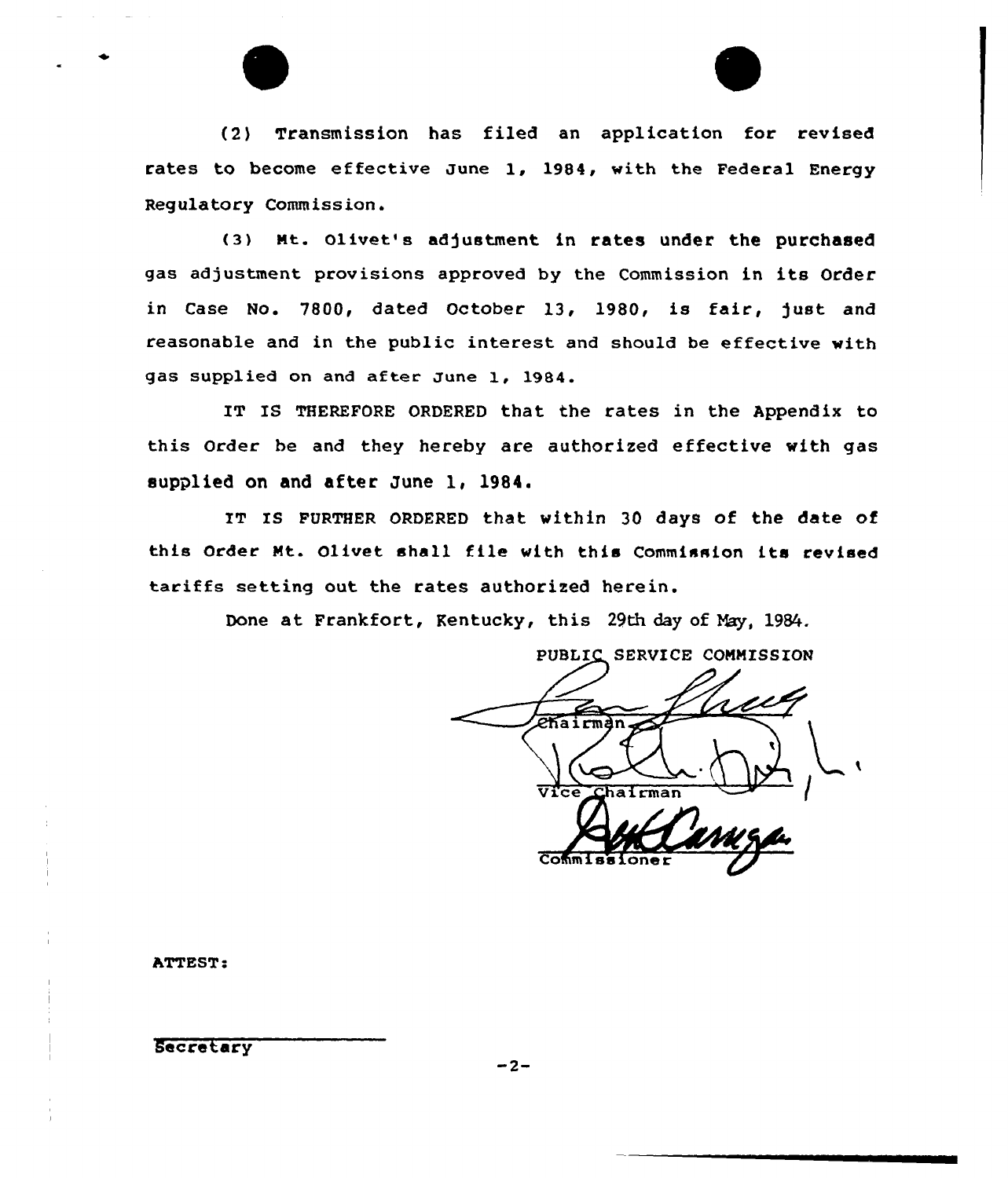(2) Transmission has filed an application for revised rates to become effective June 1, 1984, with the Federal Energy Regulatory Commission.

(3) Mt. Olivet's adjustment in rates under the purchased gas adjustment provisions approved by the Commission in its Order in Case No. 7800, dated October 13, 1980, is fair, just and reasonable and in the public interest and should be effective with gas supplied on and after June 1, 1984.

IT IS THEREFORE ORDERED that the rates in the Appendix to this Order be and they hereby are authorized effective with gas supplied on and after June 1, 1984.

IT IS FURTHER ORDERED that within 30 days of the date of this Order Mt. Olivet shall file with this Commission its revised tariffs setting out the rates authorized herein.

Done at Frankfort, Kentucky, this 29th day of May, 1984.

PUBLIC SERVICE COMMISSION

Chairman

Vice Chairman

Commissioner

ATTEST:

Secretary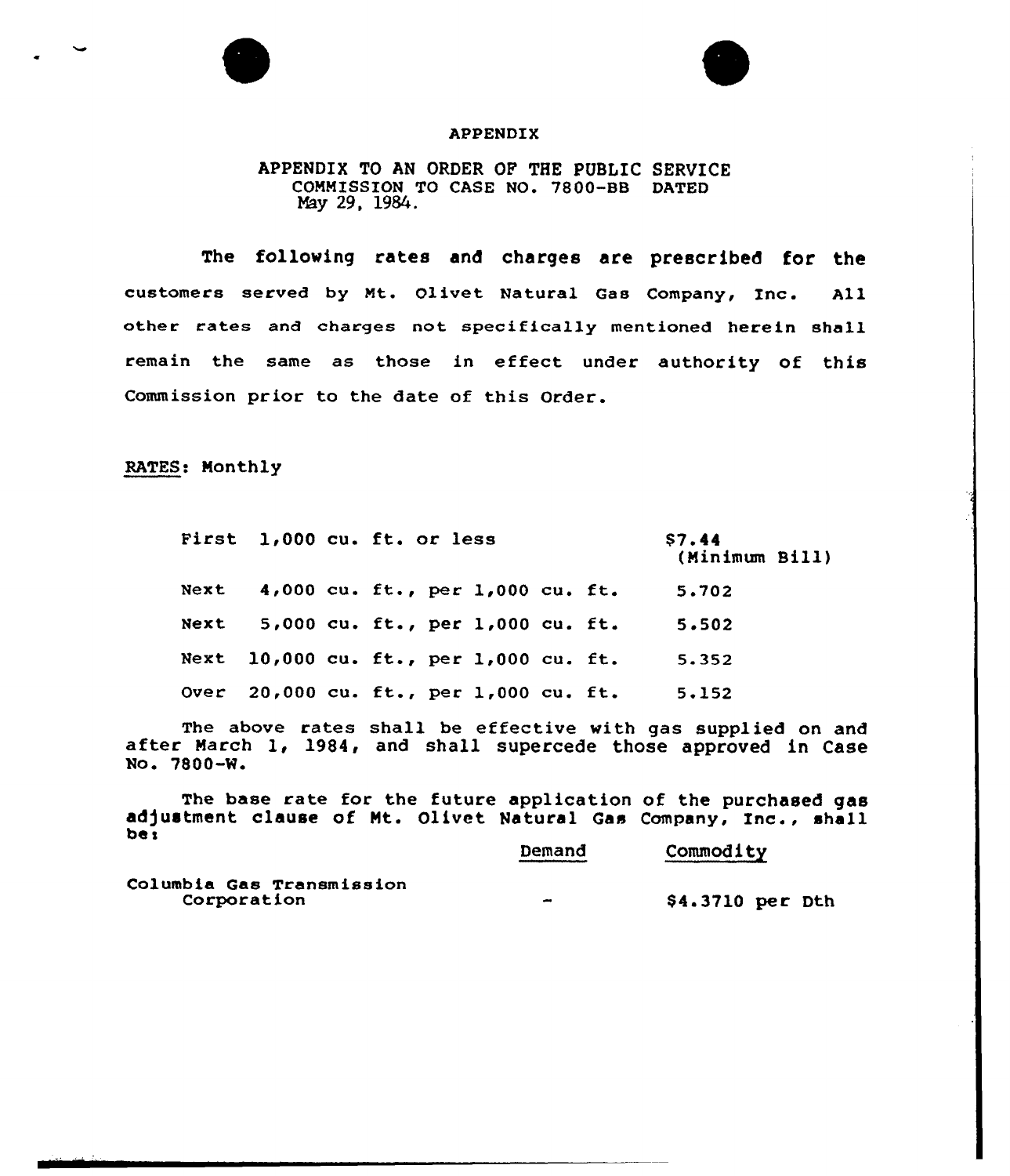# APPENDIX

APPENDIX TO AN ORDER OF THE PUBLIC SERVICE COMMISSION TO CASE NO. 7800-BB DATED May 29, 1984.

The following rates and charges are prescribed for the customers served by Mt. Olivet Natural Gas Company, Inc. All other rates and charges not specifically mentioned herein shall remain the same as those in effect under authority of this Commission prior to the date of this Order.

RATES: Monthly

| | |
|---|---|
| First 1,000 cu. ft. or less | $7.44 (Minimum Bill) |
| Next 4,000 cu. ft., per 1,000 cu. ft. | 5.702 |
| Next 5,000 cu. ft., per 1,000 cu. ft. | 5.502 |
| Next 10,000 cu. ft., per 1,000 cu. ft. | 5.352 |
| Over 20,000 cu. ft., per 1,000 cu. ft. | 5.152 |

The above rates shall be effective with gas supplied on and after March 1, 1984, and shall supercede those approved in Case No. 7800-W.

The base rate for the future application of the purchased gas adjustment clause of Mt. Olivet Natural Gas Company, Inc., shall be:

| | Demand | Commodity |
|---|---|---|
| Columbia Gas Transmission Corporation | - | $4.3710 per Dth |